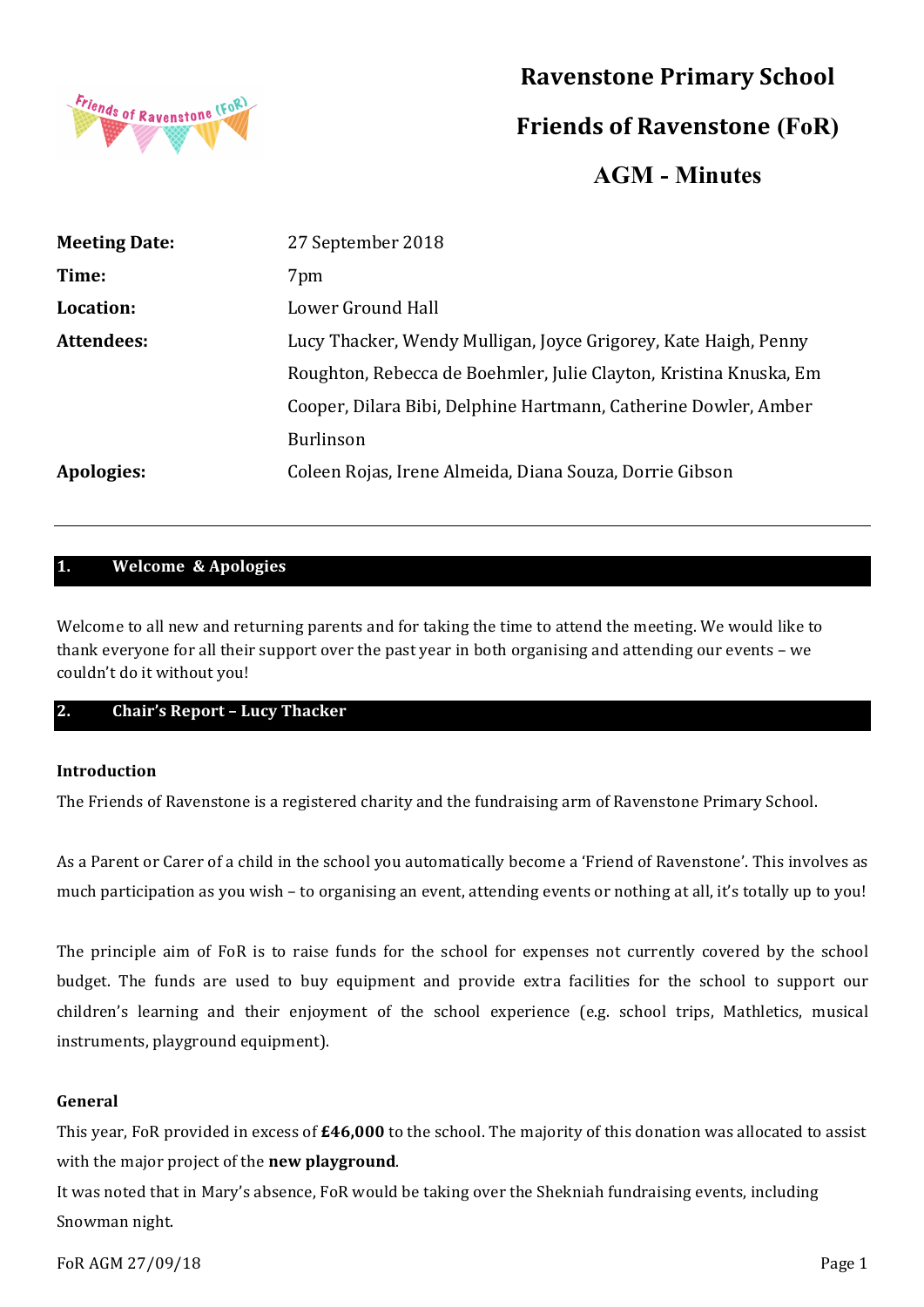# Ravenstone Primary School

# Friends of Ravenstone (FoR)

# AGM - Minutes

| | |
|---|---|
| **Meeting Date:** | 27 September 2018 |
| **Time:** | 7pm |
| **Location:** | Lower Ground Hall |
| **Attendees:** | Lucy Thacker, Wendy Mulligan, Joyce Grigorey, Kate Haigh, Penny Roughton, Rebecca de Boehmler, Julie Clayton, Kristina Knuska, Em Cooper, Dilara Bibi, Delphine Hartmann, Catherine Dowler, Amber Burlinson |
| **Apologies:** | Coleen Rojas, Irene Almeida, Diana Souza, Dorrie Gibson |

---

## 1. Welcome & Apologies

Welcome to all new and returning parents and for taking the time to attend the meeting. We would like to thank everyone for all their support over the past year in both organising and attending our events – we couldn't do it without you!

## 2. Chair's Report – Lucy Thacker

**Introduction**

The Friends of Ravenstone is a registered charity and the fundraising arm of Ravenstone Primary School.

As a Parent or Carer of a child in the school you automatically become a 'Friend of Ravenstone'. This involves as much participation as you wish – to organising an event, attending events or nothing at all, it's totally up to you!

The principle aim of FoR is to raise funds for the school for expenses not currently covered by the school budget. The funds are used to buy equipment and provide extra facilities for the school to support our children's learning and their enjoyment of the school experience (e.g. school trips, Mathletics, musical instruments, playground equipment).

**General**

This year, FoR provided in excess of **£46,000** to the school. The majority of this donation was allocated to assist with the major project of the **new playground**.

It was noted that in Mary's absence, FoR would be taking over the Shekniah fundraising events, including Snowman night.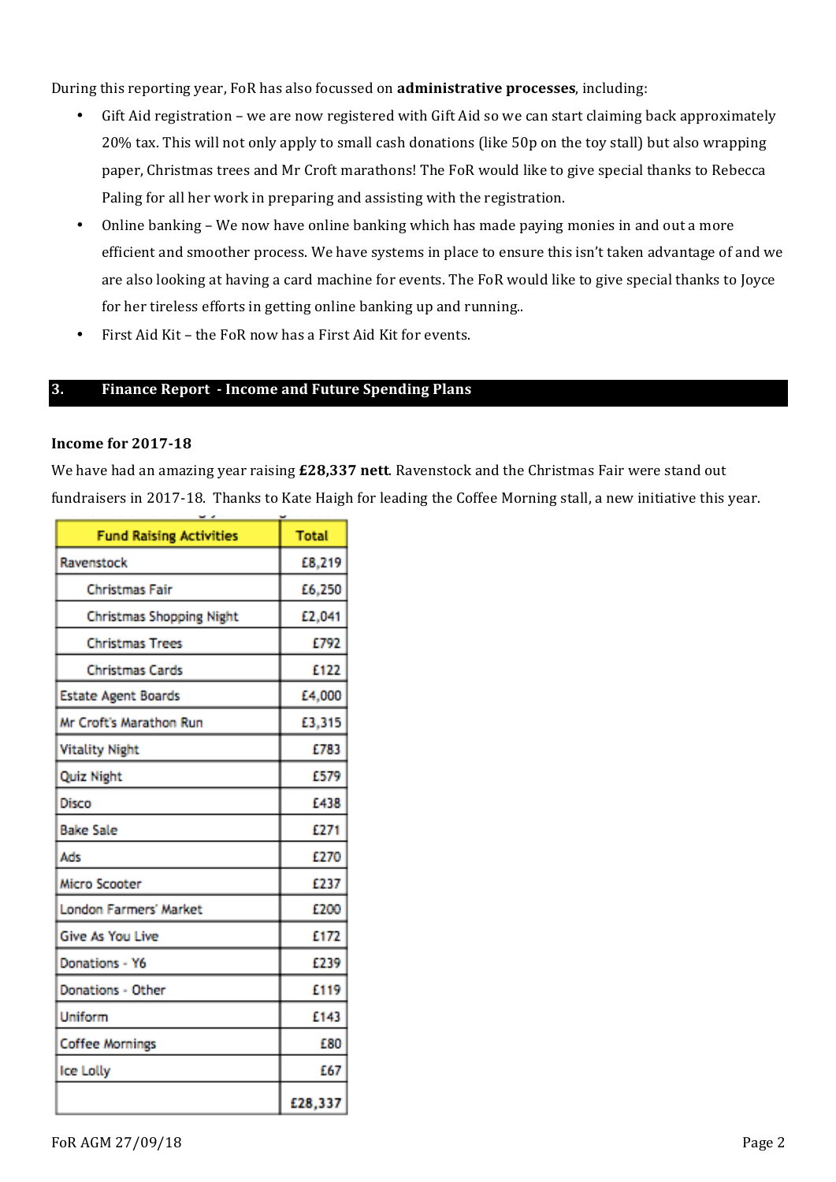During this reporting year, FoR has also focussed on **administrative processes**, including:

- Gift Aid registration – we are now registered with Gift Aid so we can start claiming back approximately 20% tax. This will not only apply to small cash donations (like 50p on the toy stall) but also wrapping paper, Christmas trees and Mr Croft marathons! The FoR would like to give special thanks to Rebecca Paling for all her work in preparing and assisting with the registration.
- Online banking – We now have online banking which has made paying monies in and out a more efficient and smoother process. We have systems in place to ensure this isn't taken advantage of and we are also looking at having a card machine for events. The FoR would like to give special thanks to Joyce for her tireless efforts in getting online banking up and running..
- First Aid Kit – the FoR now has a First Aid Kit for events.

## 3. Finance Report - Income and Future Spending Plans

### Income for 2017-18

We have had an amazing year raising **£28,337 nett**. Ravenstock and the Christmas Fair were stand out fundraisers in 2017-18. Thanks to Kate Haigh for leading the Coffee Morning stall, a new initiative this year.

| Fund Raising Activities | Total |
|---|---|
| Ravenstock | £8,219 |
| Christmas Fair | £6,250 |
| Christmas Shopping Night | £2,041 |
| Christmas Trees | £792 |
| Christmas Cards | £122 |
| Estate Agent Boards | £4,000 |
| Mr Croft's Marathon Run | £3,315 |
| Vitality Night | £783 |
| Quiz Night | £579 |
| Disco | £438 |
| Bake Sale | £271 |
| Ads | £270 |
| Micro Scooter | £237 |
| London Farmers' Market | £200 |
| Give As You Live | £172 |
| Donations - Y6 | £239 |
| Donations - Other | £119 |
| Uniform | £143 |
| Coffee Mornings | £80 |
| Ice Lolly | £67 |
| | £28,337 |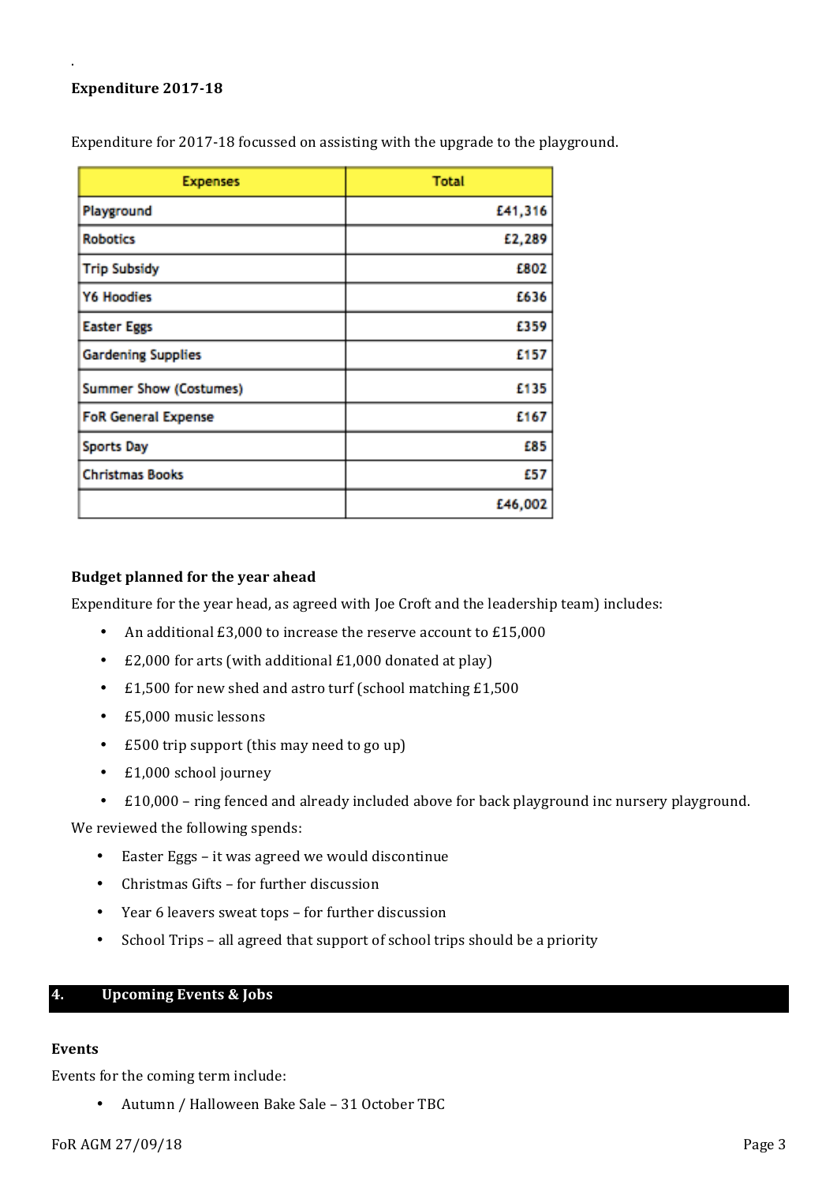.

**Expenditure 2017-18**

Expenditure for 2017-18 focussed on assisting with the upgrade to the playground.

| Expenses | Total |
|---|---|
| Playground | £41,316 |
| Robotics | £2,289 |
| Trip Subsidy | £802 |
| Y6 Hoodies | £636 |
| Easter Eggs | £359 |
| Gardening Supplies | £157 |
| Summer Show (Costumes) | £135 |
| FoR General Expense | £167 |
| Sports Day | £85 |
| Christmas Books | £57 |
| | £46,002 |

**Budget planned for the year ahead**

Expenditure for the year head, as agreed with Joe Croft and the leadership team) includes:

- An additional £3,000 to increase the reserve account to £15,000
- £2,000 for arts (with additional £1,000 donated at play)
- £1,500 for new shed and astro turf (school matching £1,500
- £5,000 music lessons
- £500 trip support (this may need to go up)
- £1,000 school journey
- £10,000 – ring fenced and already included above for back playground inc nursery playground.

We reviewed the following spends:

- Easter Eggs – it was agreed we would discontinue
- Christmas Gifts – for further discussion
- Year 6 leavers sweat tops – for further discussion
- School Trips – all agreed that support of school trips should be a priority

## 4. Upcoming Events & Jobs

**Events**

Events for the coming term include:

- Autumn / Halloween Bake Sale – 31 October TBC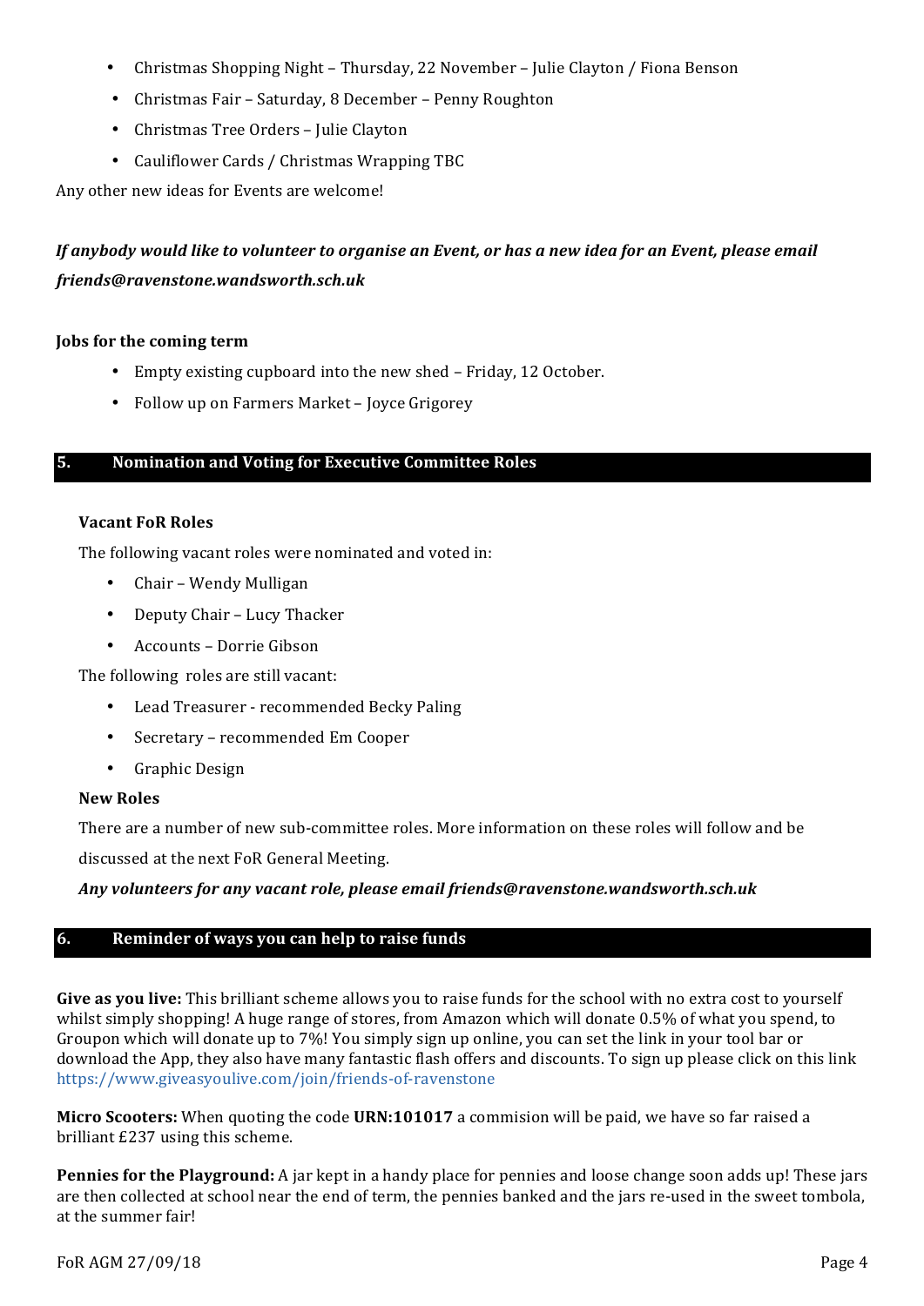- Christmas Shopping Night – Thursday, 22 November – Julie Clayton / Fiona Benson
- Christmas Fair – Saturday, 8 December – Penny Roughton
- Christmas Tree Orders – Julie Clayton
- Cauliflower Cards / Christmas Wrapping TBC

Any other new ideas for Events are welcome!

***If anybody would like to volunteer to organise an Event, or has a new idea for an Event, please email friends@ravenstone.wandsworth.sch.uk***

**Jobs for the coming term**

- Empty existing cupboard into the new shed – Friday, 12 October.
- Follow up on Farmers Market – Joyce Grigorey

## 5. Nomination and Voting for Executive Committee Roles

**Vacant FoR Roles**

The following vacant roles were nominated and voted in:

- Chair – Wendy Mulligan
- Deputy Chair – Lucy Thacker
- Accounts – Dorrie Gibson

The following roles are still vacant:

- Lead Treasurer - recommended Becky Paling
- Secretary – recommended Em Cooper
- Graphic Design

**New Roles**

There are a number of new sub-committee roles. More information on these roles will follow and be discussed at the next FoR General Meeting.

***Any volunteers for any vacant role, please email friends@ravenstone.wandsworth.sch.uk***

## 6. Reminder of ways you can help to raise funds

**Give as you live:** This brilliant scheme allows you to raise funds for the school with no extra cost to yourself whilst simply shopping! A huge range of stores, from Amazon which will donate 0.5% of what you spend, to Groupon which will donate up to 7%! You simply sign up online, you can set the link in your tool bar or download the App, they also have many fantastic flash offers and discounts. To sign up please click on this link https://www.giveasyoulive.com/join/friends-of-ravenstone

**Micro Scooters:** When quoting the code **URN:101017** a commision will be paid, we have so far raised a brilliant £237 using this scheme.

**Pennies for the Playground:** A jar kept in a handy place for pennies and loose change soon adds up! These jars are then collected at school near the end of term, the pennies banked and the jars re-used in the sweet tombola, at the summer fair!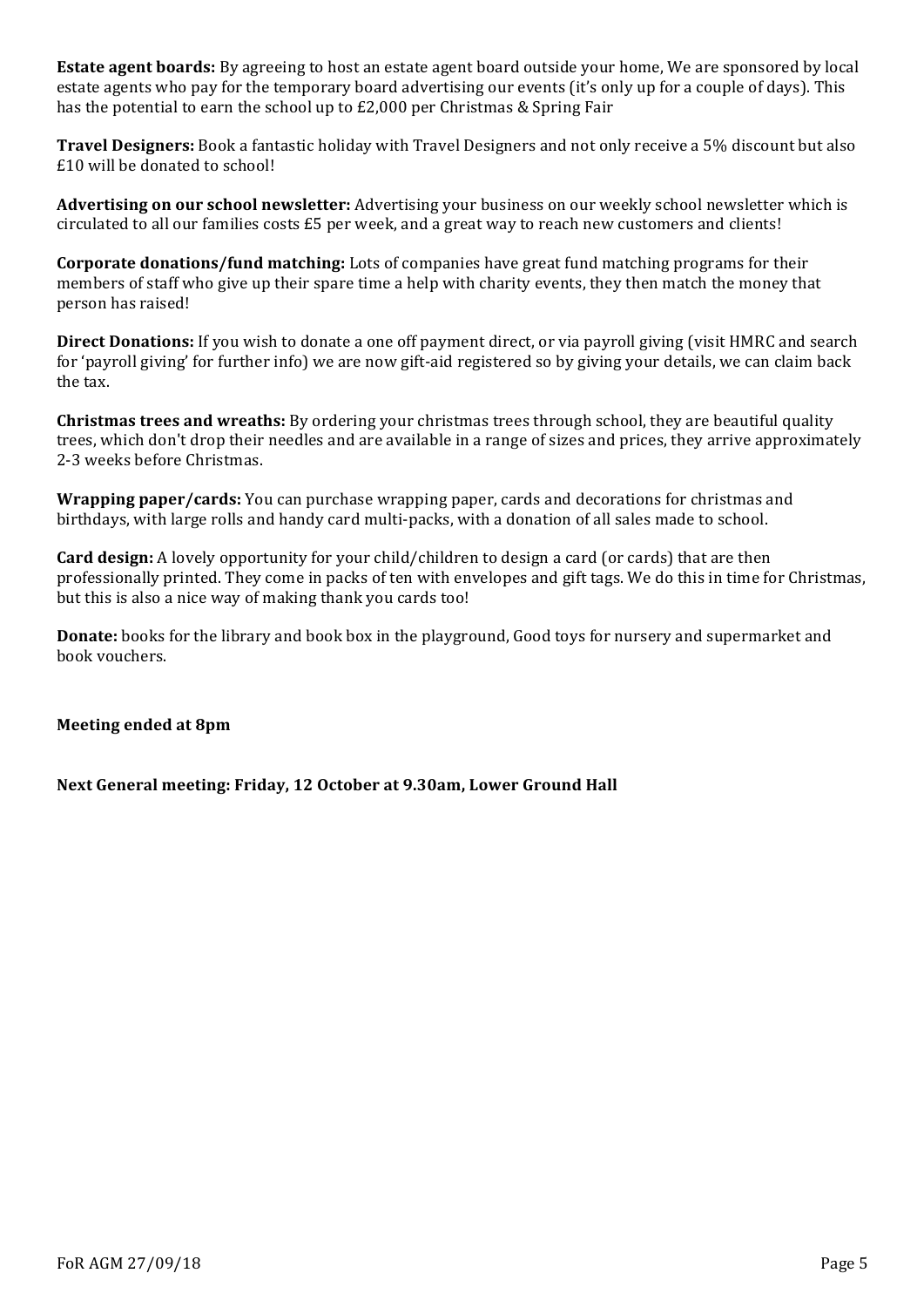**Estate agent boards:** By agreeing to host an estate agent board outside your home, We are sponsored by local estate agents who pay for the temporary board advertising our events (it's only up for a couple of days). This has the potential to earn the school up to £2,000 per Christmas & Spring Fair

**Travel Designers:** Book a fantastic holiday with Travel Designers and not only receive a 5% discount but also £10 will be donated to school!

**Advertising on our school newsletter:** Advertising your business on our weekly school newsletter which is circulated to all our families costs £5 per week, and a great way to reach new customers and clients!

**Corporate donations/fund matching:** Lots of companies have great fund matching programs for their members of staff who give up their spare time a help with charity events, they then match the money that person has raised!

**Direct Donations:** If you wish to donate a one off payment direct, or via payroll giving (visit HMRC and search for 'payroll giving' for further info) we are now gift-aid registered so by giving your details, we can claim back the tax.

**Christmas trees and wreaths:** By ordering your christmas trees through school, they are beautiful quality trees, which don't drop their needles and are available in a range of sizes and prices, they arrive approximately 2-3 weeks before Christmas.

**Wrapping paper/cards:** You can purchase wrapping paper, cards and decorations for christmas and birthdays, with large rolls and handy card multi-packs, with a donation of all sales made to school.

**Card design:** A lovely opportunity for your child/children to design a card (or cards) that are then professionally printed. They come in packs of ten with envelopes and gift tags. We do this in time for Christmas, but this is also a nice way of making thank you cards too!

**Donate:** books for the library and book box in the playground, Good toys for nursery and supermarket and book vouchers.

**Meeting ended at 8pm**

**Next General meeting: Friday, 12 October at 9.30am, Lower Ground Hall**